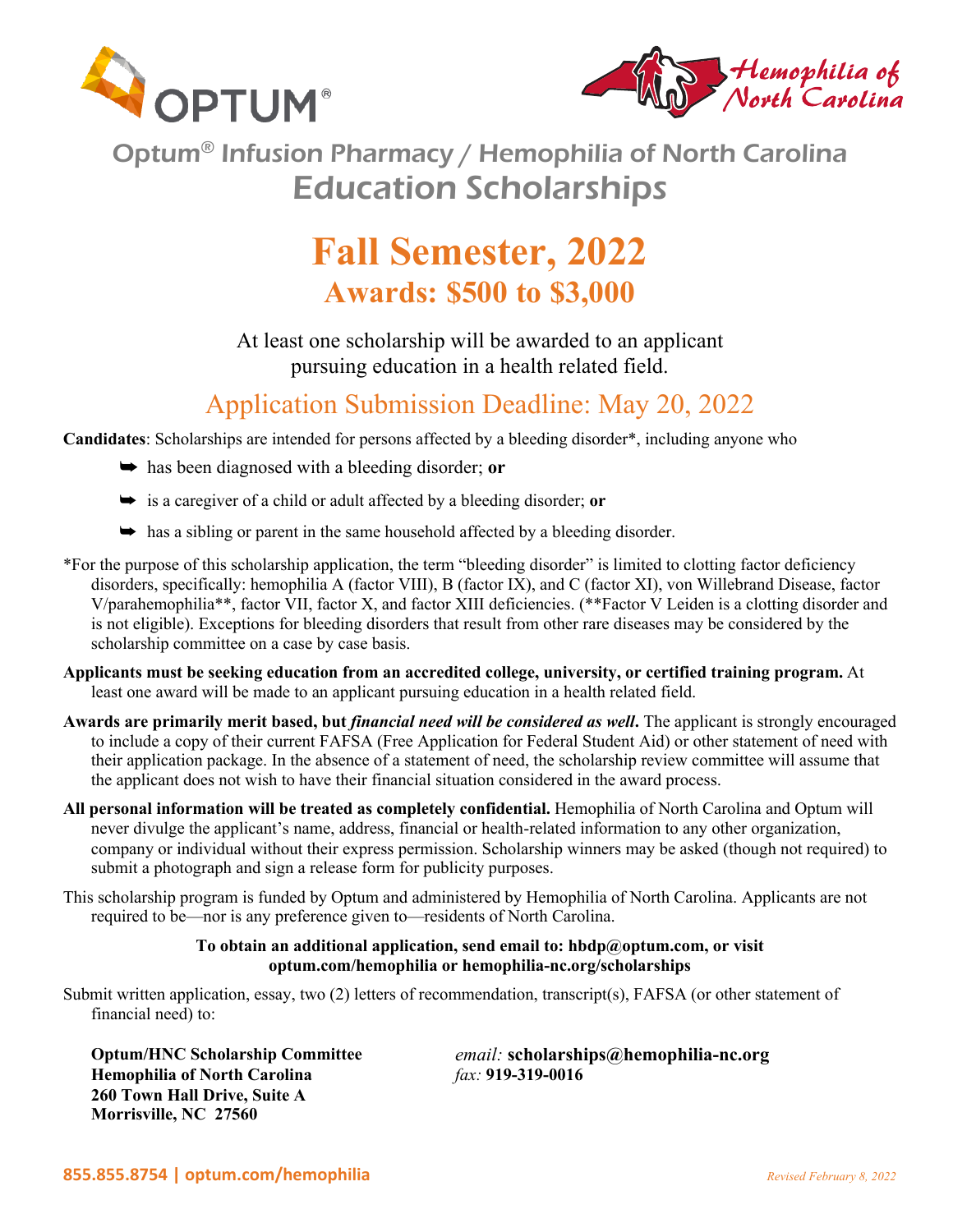# Optum® Infusion Pharmacy / Hemophilia of North Carolina Education Scholarships

## Fall Semester, 2022

### Awards: $500 to $3,000

At least one scholarship will be awarded to an applicant pursuing education in a health related field.

### Application Submission Deadline: May 20, 2022

**Candidates**: Scholarships are intended for persons affected by a bleeding disorder*, including anyone who

- has been diagnosed with a bleeding disorder; **or**
- is a caregiver of a child or adult affected by a bleeding disorder; **or**
- has a sibling or parent in the same household affected by a bleeding disorder.

*For the purpose of this scholarship application, the term "bleeding disorder" is limited to clotting factor deficiency disorders, specifically: hemophilia A (factor VIII), B (factor IX), and C (factor XI), von Willebrand Disease, factor V/parahemophilia**, factor VII, factor X, and factor XIII deficiencies. (**Factor V Leiden is a clotting disorder and is not eligible). Exceptions for bleeding disorders that result from other rare diseases may be considered by the scholarship committee on a case by case basis.

**Applicants must be seeking education from an accredited college, university, or certified training program.** At least one award will be made to an applicant pursuing education in a health related field.

**Awards are primarily merit based, but *financial need will be considered as well*.** The applicant is strongly encouraged to include a copy of their current FAFSA (Free Application for Federal Student Aid) or other statement of need with their application package. In the absence of a statement of need, the scholarship review committee will assume that the applicant does not wish to have their financial situation considered in the award process.

**All personal information will be treated as completely confidential.** Hemophilia of North Carolina and Optum will never divulge the applicant's name, address, financial or health-related information to any other organization, company or individual without their express permission. Scholarship winners may be asked (though not required) to submit a photograph and sign a release form for publicity purposes.

This scholarship program is funded by Optum and administered by Hemophilia of North Carolina. Applicants are not required to be—nor is any preference given to—residents of North Carolina.

**To obtain an additional application, send email to: hbdp@optum.com, or visit optum.com/hemophilia or hemophilia-nc.org/scholarships**

Submit written application, essay, two (2) letters of recommendation, transcript(s), FAFSA (or other statement of financial need) to:

**Optum/HNC Scholarship Committee**
**Hemophilia of North Carolina**
**260 Town Hall Drive, Suite A**
**Morrisville, NC 27560**

*email:* **scholarships@hemophilia-nc.org**
*fax:* **919-319-0016**

**855.855.8754 | optum.com/hemophilia**

*Revised February 8, 2022*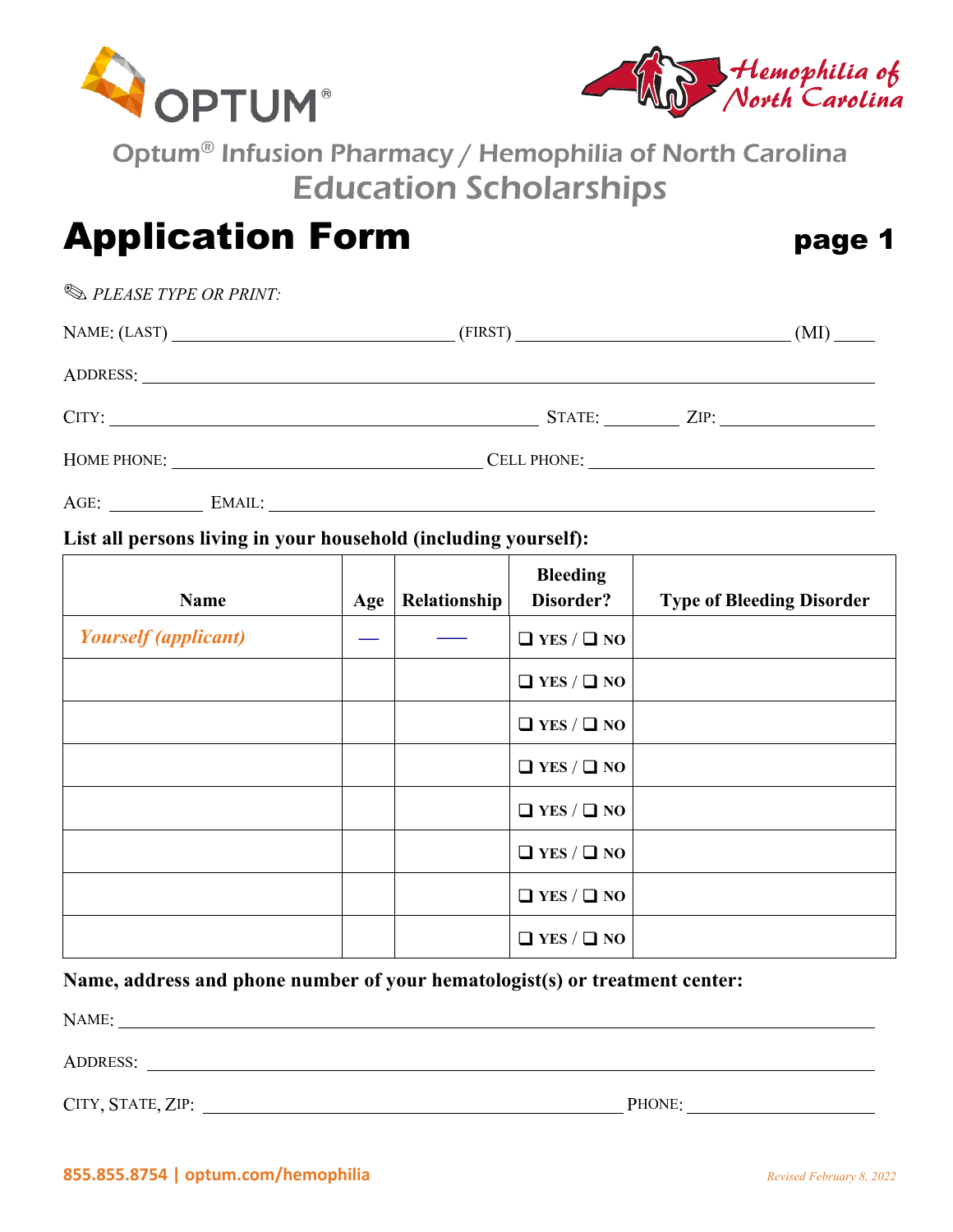Optum® Infusion Pharmacy / Hemophilia of North Carolina
Education Scholarships

# Application Form

**page 1**

✎ *PLEASE TYPE OR PRINT:*

NAME: (LAST) ______________________ (FIRST) ______________________ (MI) ____

ADDRESS: ____________________________________________

CITY: ______________________ STATE: ________ ZIP: ____________

HOME PHONE: ______________________ CELL PHONE: ______________________

AGE: ________ EMAIL: ______________________

**List all persons living in your household (including yourself):**

| Name | Age | Relationship | Bleeding Disorder? | Type of Bleeding Disorder |
|---|---|---|---|---|
| *Yourself (applicant)* | — | — | ❑ YES / ❑ NO | |
| | | | ❑ YES / ❑ NO | |
| | | | ❑ YES / ❑ NO | |
| | | | ❑ YES / ❑ NO | |
| | | | ❑ YES / ❑ NO | |
| | | | ❑ YES / ❑ NO | |
| | | | ❑ YES / ❑ NO | |
| | | | ❑ YES / ❑ NO | |

**Name, address and phone number of your hematologist(s) or treatment center:**

NAME: ____________________________________________

ADDRESS: ____________________________________________

CITY, STATE, ZIP: ______________________ PHONE: ______________

**855.855.8754 | optum.com/hemophilia**

*Revised February 8, 2022*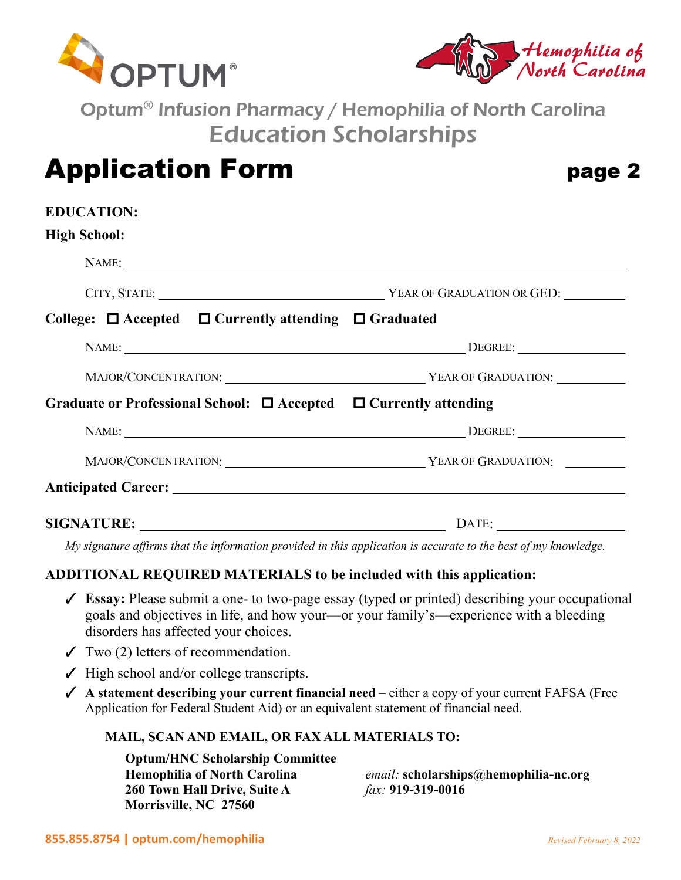Optum® Infusion Pharmacy / Hemophilia of North Carolina

Education Scholarships

# Application Form

**page 2**

**EDUCATION:**

**High School:**

NAME: \_\_\_\_\_\_\_\_\_\_\_\_\_\_\_\_\_\_\_\_\_\_\_\_\_\_\_\_\_\_\_\_\_\_\_\_\_\_\_\_\_\_\_\_

CITY, STATE: \_\_\_\_\_\_\_\_\_\_\_\_\_\_\_\_\_\_\_\_\_\_\_\_ YEAR OF GRADUATION OR GED: \_\_\_\_\_\_\_\_\_\_

**College:** ☐ **Accepted** ☐ **Currently attending** ☐ **Graduated**

NAME: \_\_\_\_\_\_\_\_\_\_\_\_\_\_\_\_\_\_\_\_\_\_\_\_\_\_\_\_\_\_\_\_ DEGREE: \_\_\_\_\_\_\_\_\_\_\_\_\_\_\_

MAJOR/CONCENTRATION: \_\_\_\_\_\_\_\_\_\_\_\_\_\_\_\_\_\_\_\_\_\_ YEAR OF GRADUATION: \_\_\_\_\_\_\_\_\_\_

**Graduate or Professional School:** ☐ **Accepted** ☐ **Currently attending**

NAME: \_\_\_\_\_\_\_\_\_\_\_\_\_\_\_\_\_\_\_\_\_\_\_\_\_\_\_\_\_\_\_\_ DEGREE: \_\_\_\_\_\_\_\_\_\_\_\_\_\_\_

MAJOR/CONCENTRATION: \_\_\_\_\_\_\_\_\_\_\_\_\_\_\_\_\_\_\_\_\_\_ YEAR OF GRADUATION: \_\_\_\_\_\_\_\_\_\_

**Anticipated Career:** \_\_\_\_\_\_\_\_\_\_\_\_\_\_\_\_\_\_\_\_\_\_\_\_\_\_\_\_\_\_\_\_\_\_\_\_\_\_\_\_\_\_\_\_

**SIGNATURE:** \_\_\_\_\_\_\_\_\_\_\_\_\_\_\_\_\_\_\_\_\_\_\_\_\_\_\_\_\_\_\_\_ DATE: \_\_\_\_\_\_\_\_\_\_\_\_\_\_\_

*My signature affirms that the information provided in this application is accurate to the best of my knowledge.*

**ADDITIONAL REQUIRED MATERIALS to be included with this application:**

- ✓ **Essay:** Please submit a one- to two-page essay (typed or printed) describing your occupational goals and objectives in life, and how your—or your family's—experience with a bleeding disorders has affected your choices.
- ✓ Two (2) letters of recommendation.
- ✓ High school and/or college transcripts.
- ✓ **A statement describing your current financial need** – either a copy of your current FAFSA (Free Application for Federal Student Aid) or an equivalent statement of financial need.

**MAIL, SCAN AND EMAIL, OR FAX ALL MATERIALS TO:**

**Optum/HNC Scholarship Committee**
**Hemophilia of North Carolina**
**260 Town Hall Drive, Suite A**
**Morrisville, NC 27560**

*email:* **scholarships@hemophilia-nc.org**
*fax:* **919-319-0016**

**855.855.8754 | optum.com/hemophilia**

*Revised February 8, 2022*